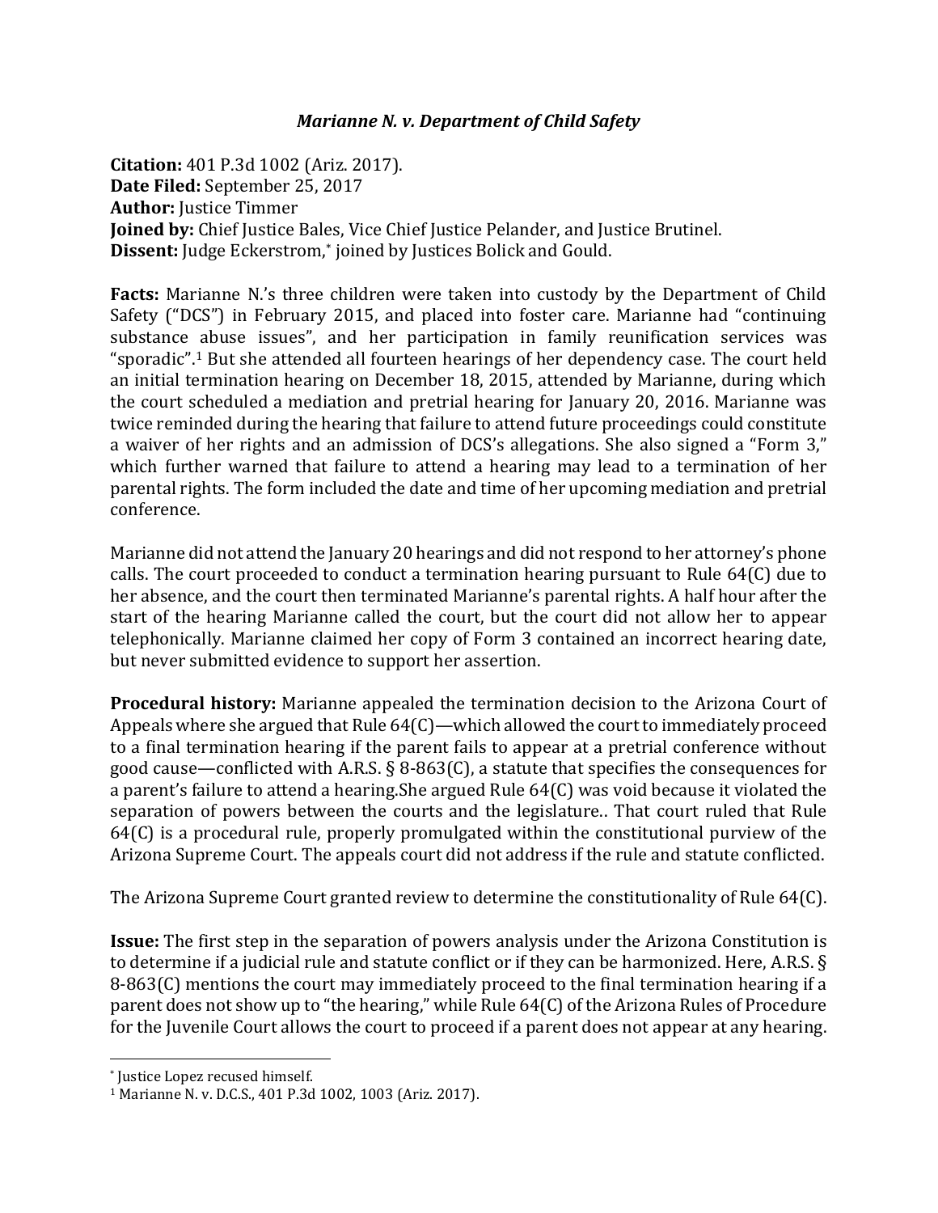# *Marianne N. v. Department of Child Safety*

**Citation:** 401 P.3d 1002 (Ariz. 2017).
**Date Filed:** September 25, 2017
**Author:** Justice Timmer
**Joined by:** Chief Justice Bales, Vice Chief Justice Pelander, and Justice Brutinel.
**Dissent:** Judge Eckerstrom,* joined by Justices Bolick and Gould.

**Facts:** Marianne N.'s three children were taken into custody by the Department of Child Safety ("DCS") in February 2015, and placed into foster care. Marianne had "continuing substance abuse issues", and her participation in family reunification services was "sporadic".[1] But she attended all fourteen hearings of her dependency case. The court held an initial termination hearing on December 18, 2015, attended by Marianne, during which the court scheduled a mediation and pretrial hearing for January 20, 2016. Marianne was twice reminded during the hearing that failure to attend future proceedings could constitute a waiver of her rights and an admission of DCS's allegations. She also signed a "Form 3," which further warned that failure to attend a hearing may lead to a termination of her parental rights. The form included the date and time of her upcoming mediation and pretrial conference.

Marianne did not attend the January 20 hearings and did not respond to her attorney's phone calls. The court proceeded to conduct a termination hearing pursuant to Rule 64(C) due to her absence, and the court then terminated Marianne's parental rights. A half hour after the start of the hearing Marianne called the court, but the court did not allow her to appear telephonically. Marianne claimed her copy of Form 3 contained an incorrect hearing date, but never submitted evidence to support her assertion.

**Procedural history:** Marianne appealed the termination decision to the Arizona Court of Appeals where she argued that Rule 64(C)—which allowed the court to immediately proceed to a final termination hearing if the parent fails to appear at a pretrial conference without good cause—conflicted with A.R.S. § 8-863(C), a statute that specifies the consequences for a parent's failure to attend a hearing.She argued Rule 64(C) was void because it violated the separation of powers between the courts and the legislature.. That court ruled that Rule 64(C) is a procedural rule, properly promulgated within the constitutional purview of the Arizona Supreme Court. The appeals court did not address if the rule and statute conflicted.

The Arizona Supreme Court granted review to determine the constitutionality of Rule 64(C).

**Issue:** The first step in the separation of powers analysis under the Arizona Constitution is to determine if a judicial rule and statute conflict or if they can be harmonized. Here, A.R.S. § 8-863(C) mentions the court may immediately proceed to the final termination hearing if a parent does not show up to "the hearing," while Rule 64(C) of the Arizona Rules of Procedure for the Juvenile Court allows the court to proceed if a parent does not appear at any hearing.

---

\* Justice Lopez recused himself.

[1] Marianne N. v. D.C.S., 401 P.3d 1002, 1003 (Ariz. 2017).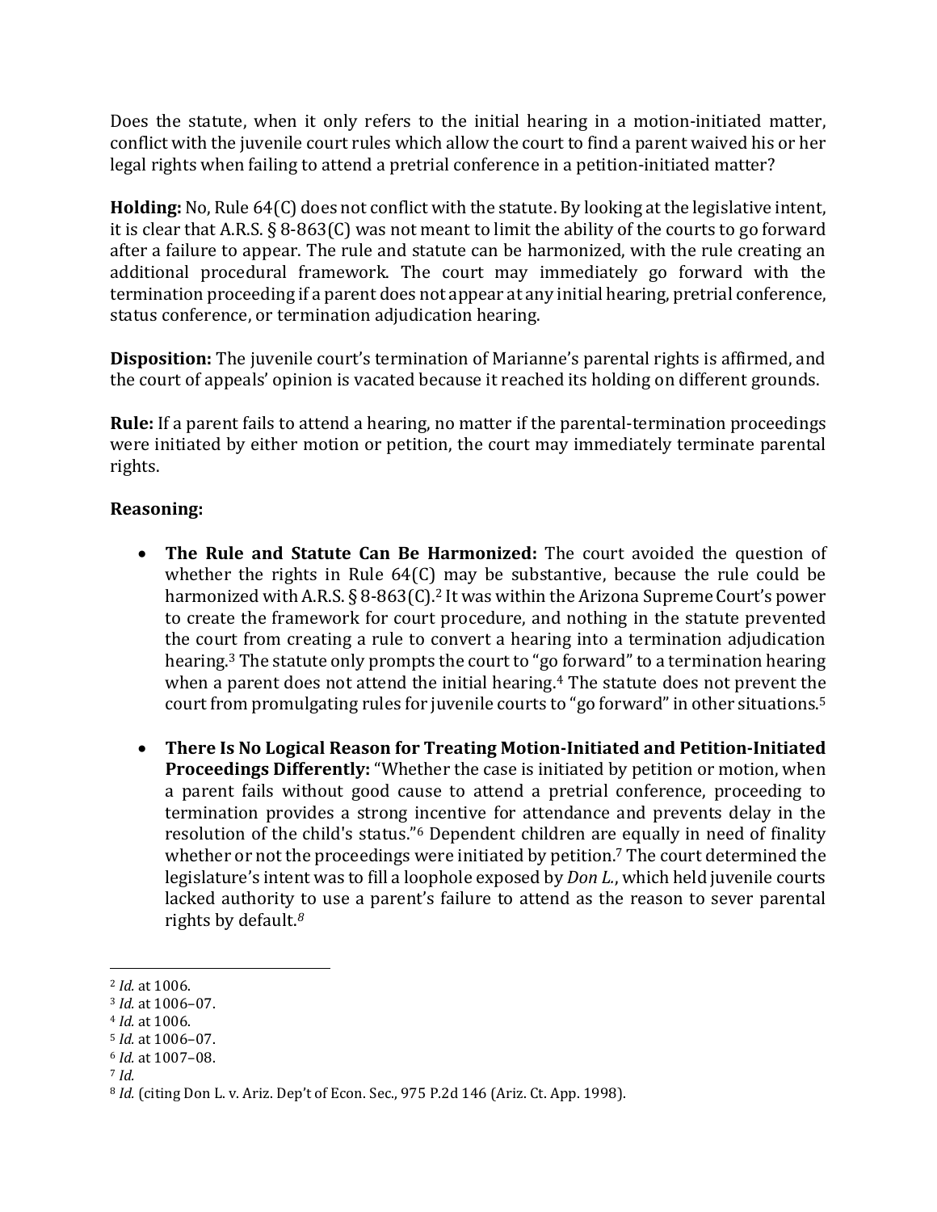Does the statute, when it only refers to the initial hearing in a motion-initiated matter, conflict with the juvenile court rules which allow the court to find a parent waived his or her legal rights when failing to attend a pretrial conference in a petition-initiated matter?

**Holding:** No, Rule 64(C) does not conflict with the statute. By looking at the legislative intent, it is clear that A.R.S. § 8-863(C) was not meant to limit the ability of the courts to go forward after a failure to appear. The rule and statute can be harmonized, with the rule creating an additional procedural framework. The court may immediately go forward with the termination proceeding if a parent does not appear at any initial hearing, pretrial conference, status conference, or termination adjudication hearing.

**Disposition:** The juvenile court's termination of Marianne's parental rights is affirmed, and the court of appeals' opinion is vacated because it reached its holding on different grounds.

**Rule:** If a parent fails to attend a hearing, no matter if the parental-termination proceedings were initiated by either motion or petition, the court may immediately terminate parental rights.

**Reasoning:**

- **The Rule and Statute Can Be Harmonized:** The court avoided the question of whether the rights in Rule 64(C) may be substantive, because the rule could be harmonized with A.R.S. § 8-863(C).[2] It was within the Arizona Supreme Court's power to create the framework for court procedure, and nothing in the statute prevented the court from creating a rule to convert a hearing into a termination adjudication hearing.[3] The statute only prompts the court to "go forward" to a termination hearing when a parent does not attend the initial hearing.[4] The statute does not prevent the court from promulgating rules for juvenile courts to "go forward" in other situations.[5]

- **There Is No Logical Reason for Treating Motion-Initiated and Petition-Initiated Proceedings Differently:** "Whether the case is initiated by petition or motion, when a parent fails without good cause to attend a pretrial conference, proceeding to termination provides a strong incentive for attendance and prevents delay in the resolution of the child's status."[6] Dependent children are equally in need of finality whether or not the proceedings were initiated by petition.[7] The court determined the legislature's intent was to fill a loophole exposed by *Don L.*, which held juvenile courts lacked authority to use a parent's failure to attend as the reason to sever parental rights by default.[8]

---

[2] *Id.* at 1006.
[3] *Id.* at 1006–07.
[4] *Id.* at 1006.
[5] *Id.* at 1006–07.
[6] *Id.* at 1007–08.
[7] *Id.*
[8] *Id.* (citing Don L. v. Ariz. Dep't of Econ. Sec., 975 P.2d 146 (Ariz. Ct. App. 1998).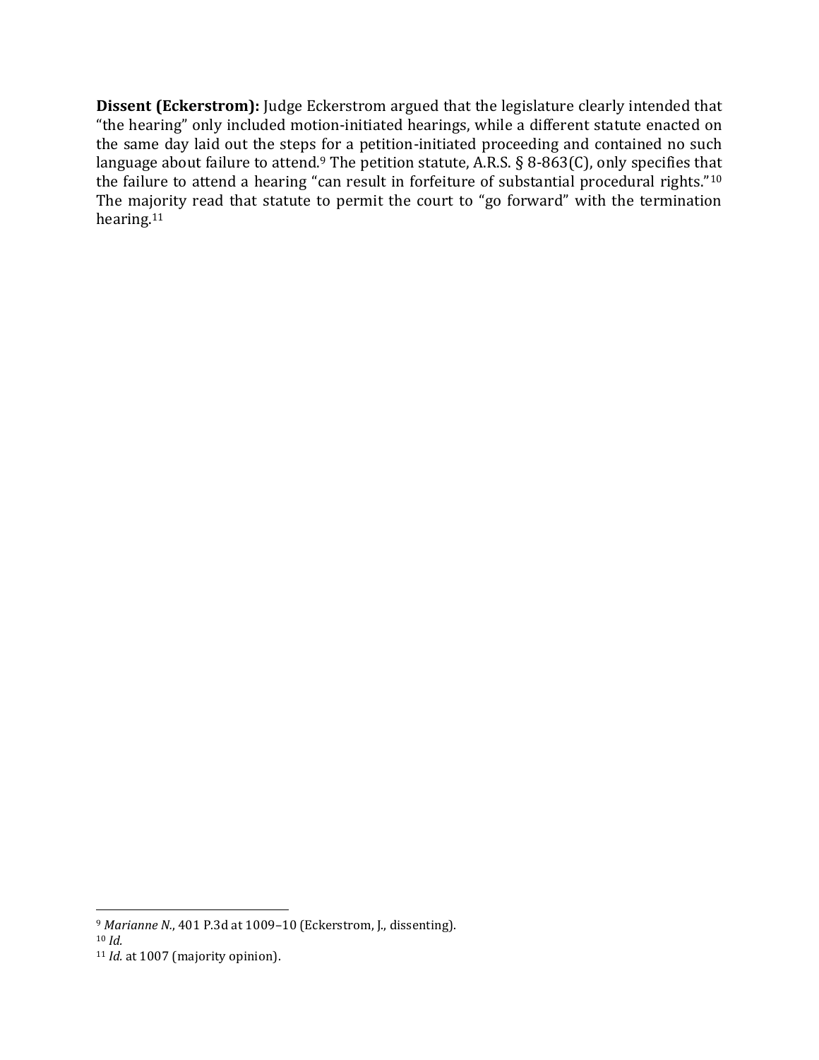**Dissent (Eckerstrom):** Judge Eckerstrom argued that the legislature clearly intended that "the hearing" only included motion-initiated hearings, while a different statute enacted on the same day laid out the steps for a petition-initiated proceeding and contained no such language about failure to attend.[9] The petition statute, A.R.S. § 8-863(C), only specifies that the failure to attend a hearing "can result in forfeiture of substantial procedural rights."[10] The majority read that statute to permit the court to "go forward" with the termination hearing.[11]

---

[9] *Marianne N.*, 401 P.3d at 1009–10 (Eckerstrom, J., dissenting).

[10] *Id.*

[11] *Id.* at 1007 (majority opinion).